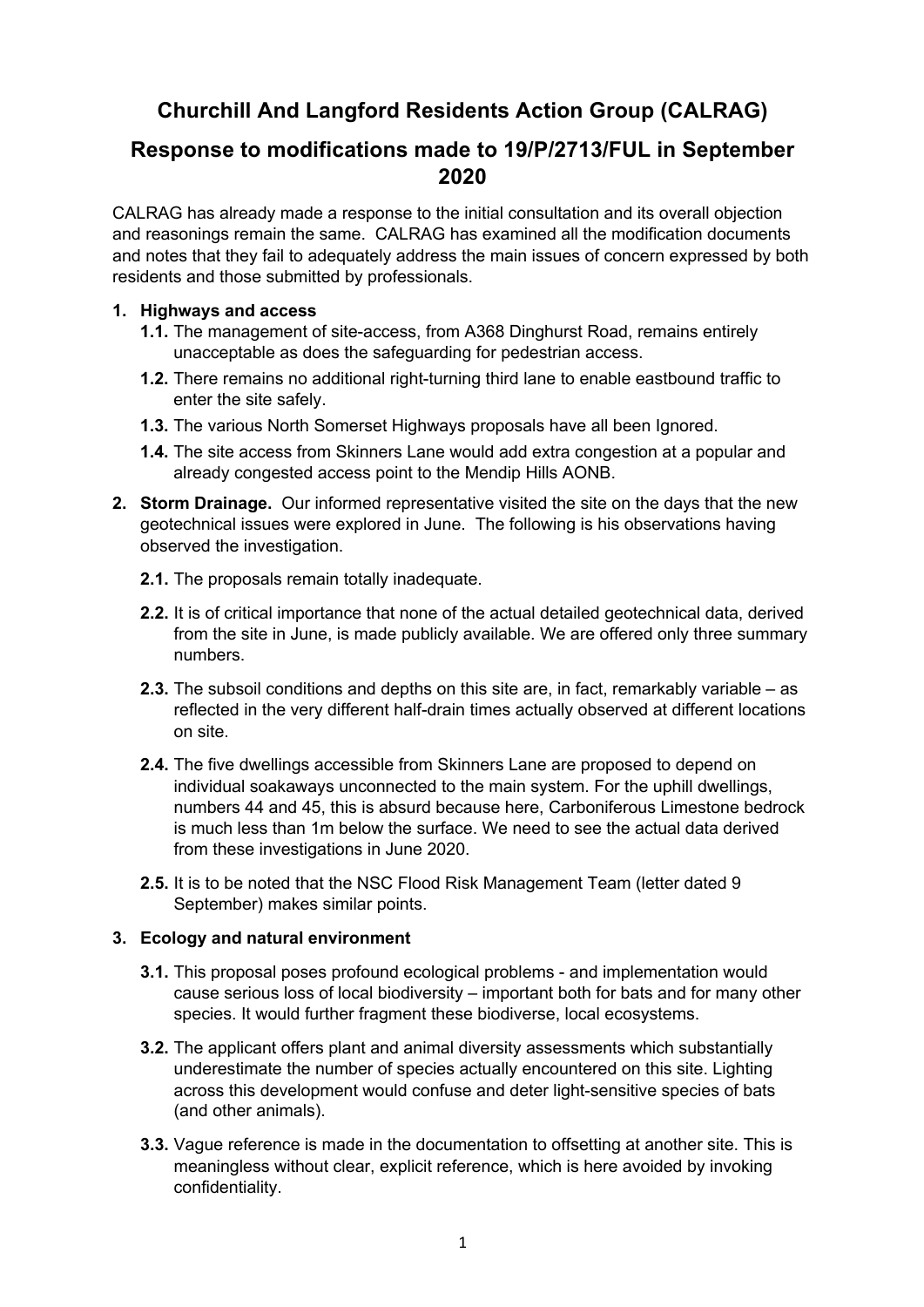# Churchill And Langford Residents Action Group (CALRAG)

## Response to modifications made to 19/P/2713/FUL in September 2020

CALRAG has already made a response to the initial consultation and its overall objection and reasonings remain the same. CALRAG has examined all the modification documents and notes that they fail to adequately address the main issues of concern expressed by both residents and those submitted by professionals.

1. **Highways and access**
   - **1.1.** The management of site-access, from A368 Dinghurst Road, remains entirely unacceptable as does the safeguarding for pedestrian access.
   - **1.2.** There remains no additional right-turning third lane to enable eastbound traffic to enter the site safely.
   - **1.3.** The various North Somerset Highways proposals have all been Ignored.
   - **1.4.** The site access from Skinners Lane would add extra congestion at a popular and already congested access point to the Mendip Hills AONB.

2. **Storm Drainage.** Our informed representative visited the site on the days that the new geotechnical issues were explored in June. The following is his observations having observed the investigation.
   - **2.1.** The proposals remain totally inadequate.
   - **2.2.** It is of critical importance that none of the actual detailed geotechnical data, derived from the site in June, is made publicly available. We are offered only three summary numbers.
   - **2.3.** The subsoil conditions and depths on this site are, in fact, remarkably variable – as reflected in the very different half-drain times actually observed at different locations on site.
   - **2.4.** The five dwellings accessible from Skinners Lane are proposed to depend on individual soakaways unconnected to the main system. For the uphill dwellings, numbers 44 and 45, this is absurd because here, Carboniferous Limestone bedrock is much less than 1m below the surface. We need to see the actual data derived from these investigations in June 2020.
   - **2.5.** It is to be noted that the NSC Flood Risk Management Team (letter dated 9 September) makes similar points.

3. **Ecology and natural environment**
   - **3.1.** This proposal poses profound ecological problems - and implementation would cause serious loss of local biodiversity – important both for bats and for many other species. It would further fragment these biodiverse, local ecosystems.
   - **3.2.** The applicant offers plant and animal diversity assessments which substantially underestimate the number of species actually encountered on this site. Lighting across this development would confuse and deter light-sensitive species of bats (and other animals).
   - **3.3.** Vague reference is made in the documentation to offsetting at another site. This is meaningless without clear, explicit reference, which is here avoided by invoking confidentiality.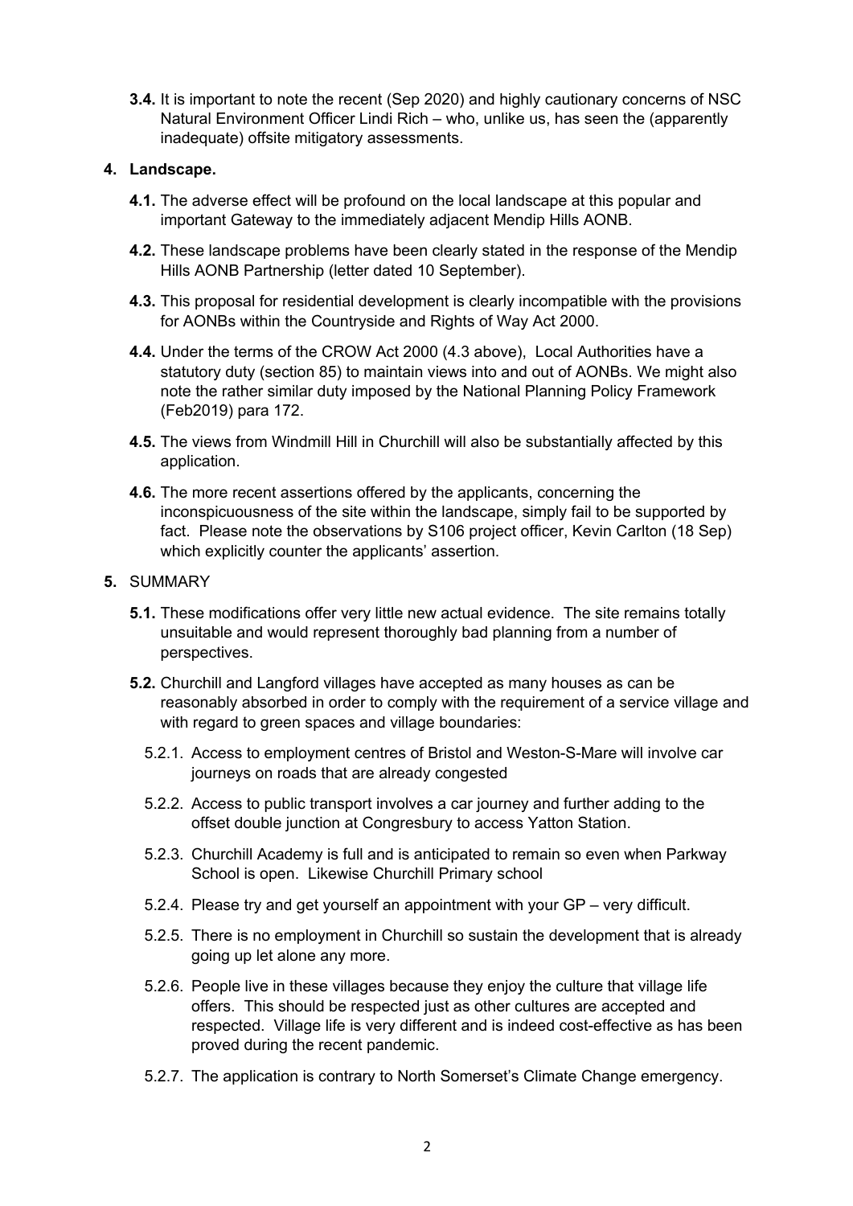**3.4.** It is important to note the recent (Sep 2020) and highly cautionary concerns of NSC Natural Environment Officer Lindi Rich – who, unlike us, has seen the (apparently inadequate) offsite mitigatory assessments.

**4. Landscape.**

**4.1.** The adverse effect will be profound on the local landscape at this popular and important Gateway to the immediately adjacent Mendip Hills AONB.

**4.2.** These landscape problems have been clearly stated in the response of the Mendip Hills AONB Partnership (letter dated 10 September).

**4.3.** This proposal for residential development is clearly incompatible with the provisions for AONBs within the Countryside and Rights of Way Act 2000.

**4.4.** Under the terms of the CROW Act 2000 (4.3 above), Local Authorities have a statutory duty (section 85) to maintain views into and out of AONBs. We might also note the rather similar duty imposed by the National Planning Policy Framework (Feb2019) para 172.

**4.5.** The views from Windmill Hill in Churchill will also be substantially affected by this application.

**4.6.** The more recent assertions offered by the applicants, concerning the inconspicuousness of the site within the landscape, simply fail to be supported by fact. Please note the observations by S106 project officer, Kevin Carlton (18 Sep) which explicitly counter the applicants' assertion.

**5.** SUMMARY

**5.1.** These modifications offer very little new actual evidence. The site remains totally unsuitable and would represent thoroughly bad planning from a number of perspectives.

**5.2.** Churchill and Langford villages have accepted as many houses as can be reasonably absorbed in order to comply with the requirement of a service village and with regard to green spaces and village boundaries:

5.2.1. Access to employment centres of Bristol and Weston-S-Mare will involve car journeys on roads that are already congested

5.2.2. Access to public transport involves a car journey and further adding to the offset double junction at Congresbury to access Yatton Station.

5.2.3. Churchill Academy is full and is anticipated to remain so even when Parkway School is open. Likewise Churchill Primary school

5.2.4. Please try and get yourself an appointment with your GP – very difficult.

5.2.5. There is no employment in Churchill so sustain the development that is already going up let alone any more.

5.2.6. People live in these villages because they enjoy the culture that village life offers. This should be respected just as other cultures are accepted and respected. Village life is very different and is indeed cost-effective as has been proved during the recent pandemic.

5.2.7. The application is contrary to North Somerset's Climate Change emergency.